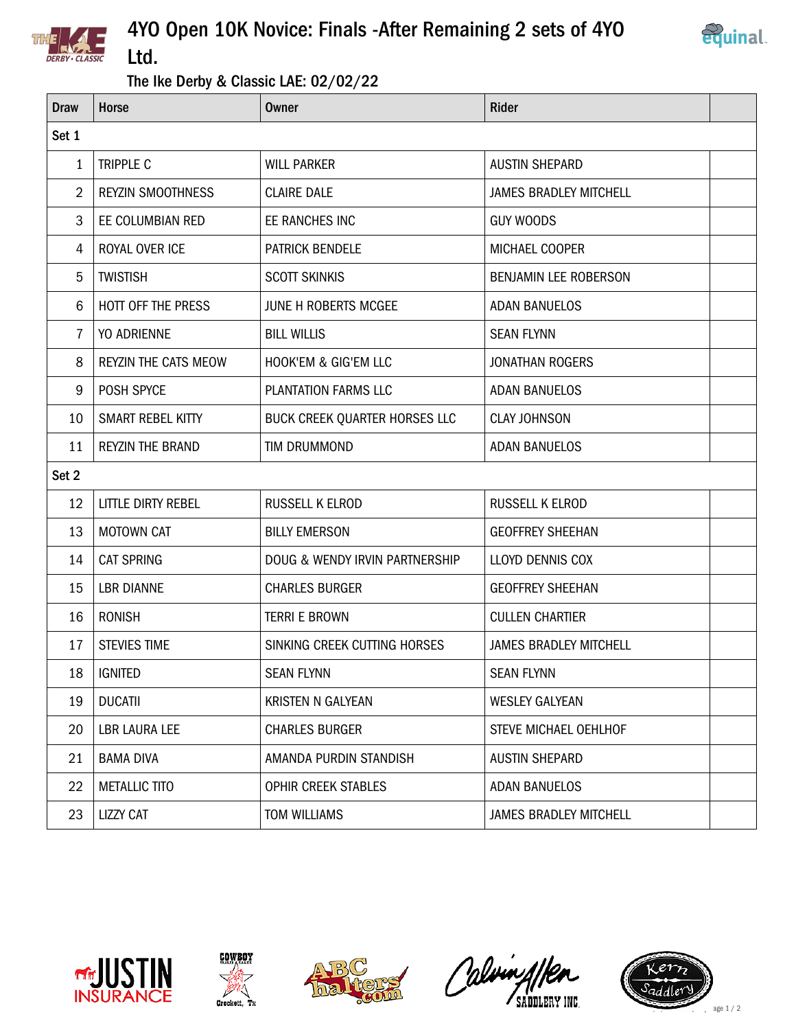# 4YO Open 10K Novice: Finals -After Remaining 2 sets of 4YO Ltd.

## The Ike Derby & Classic LAE: 02/02/22

| Draw | Horse | Owner | Rider | |
|---|---|---|---|---|
| Set 1 | | | | |
| 1 | TRIPPLE C | WILL PARKER | AUSTIN SHEPARD | |
| 2 | REYZIN SMOOTHNESS | CLAIRE DALE | JAMES BRADLEY MITCHELL | |
| 3 | EE COLUMBIAN RED | EE RANCHES INC | GUY WOODS | |
| 4 | ROYAL OVER ICE | PATRICK BENDELE | MICHAEL COOPER | |
| 5 | TWISTISH | SCOTT SKINKIS | BENJAMIN LEE ROBERSON | |
| 6 | HOTT OFF THE PRESS | JUNE H ROBERTS MCGEE | ADAN BANUELOS | |
| 7 | YO ADRIENNE | BILL WILLIS | SEAN FLYNN | |
| 8 | REYZIN THE CATS MEOW | HOOK'EM & GIG'EM LLC | JONATHAN ROGERS | |
| 9 | POSH SPYCE | PLANTATION FARMS LLC | ADAN BANUELOS | |
| 10 | SMART REBEL KITTY | BUCK CREEK QUARTER HORSES LLC | CLAY JOHNSON | |
| 11 | REYZIN THE BRAND | TIM DRUMMOND | ADAN BANUELOS | |
| Set 2 | | | | |
| 12 | LITTLE DIRTY REBEL | RUSSELL K ELROD | RUSSELL K ELROD | |
| 13 | MOTOWN CAT | BILLY EMERSON | GEOFFREY SHEEHAN | |
| 14 | CAT SPRING | DOUG & WENDY IRVIN PARTNERSHIP | LLOYD DENNIS COX | |
| 15 | LBR DIANNE | CHARLES BURGER | GEOFFREY SHEEHAN | |
| 16 | RONISH | TERRI E BROWN | CULLEN CHARTIER | |
| 17 | STEVIES TIME | SINKING CREEK CUTTING HORSES | JAMES BRADLEY MITCHELL | |
| 18 | IGNITED | SEAN FLYNN | SEAN FLYNN | |
| 19 | DUCATII | KRISTEN N GALYEAN | WESLEY GALYEAN | |
| 20 | LBR LAURA LEE | CHARLES BURGER | STEVE MICHAEL OEHLHOF | |
| 21 | BAMA DIVA | AMANDA PURDIN STANDISH | AUSTIN SHEPARD | |
| 22 | METALLIC TITO | OPHIR CREEK STABLES | ADAN BANUELOS | |
| 23 | LIZZY CAT | TOM WILLIAMS | JAMES BRADLEY MITCHELL | |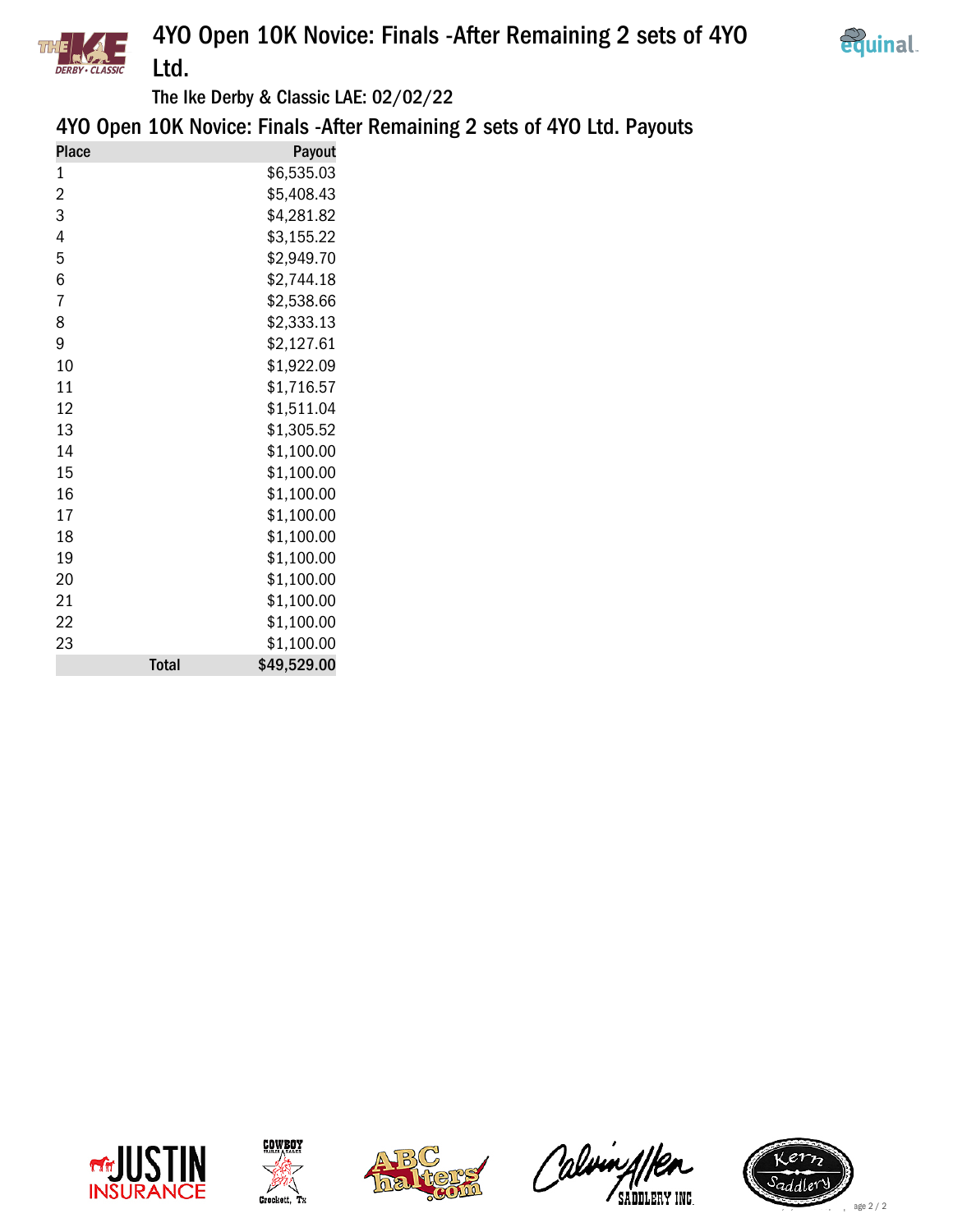# 4YO Open 10K Novice: Finals -After Remaining 2 sets of 4YO Ltd.

The Ike Derby & Classic LAE: 02/02/22

## 4YO Open 10K Novice: Finals -After Remaining 2 sets of 4YO Ltd. Payouts

| Place | Payout |
|---|---|
| 1 | $6,535.03 |
| 2 | $5,408.43 |
| 3 | $4,281.82 |
| 4 | $3,155.22 |
| 5 | $2,949.70 |
| 6 | $2,744.18 |
| 7 | $2,538.66 |
| 8 | $2,333.13 |
| 9 | $2,127.61 |
| 10 | $1,922.09 |
| 11 | $1,716.57 |
| 12 | $1,511.04 |
| 13 | $1,305.52 |
| 14 | $1,100.00 |
| 15 | $1,100.00 |
| 16 | $1,100.00 |
| 17 | $1,100.00 |
| 18 | $1,100.00 |
| 19 | $1,100.00 |
| 20 | $1,100.00 |
| 21 | $1,100.00 |
| 22 | $1,100.00 |
| 23 | $1,100.00 |
| **Total** | **$49,529.00** |